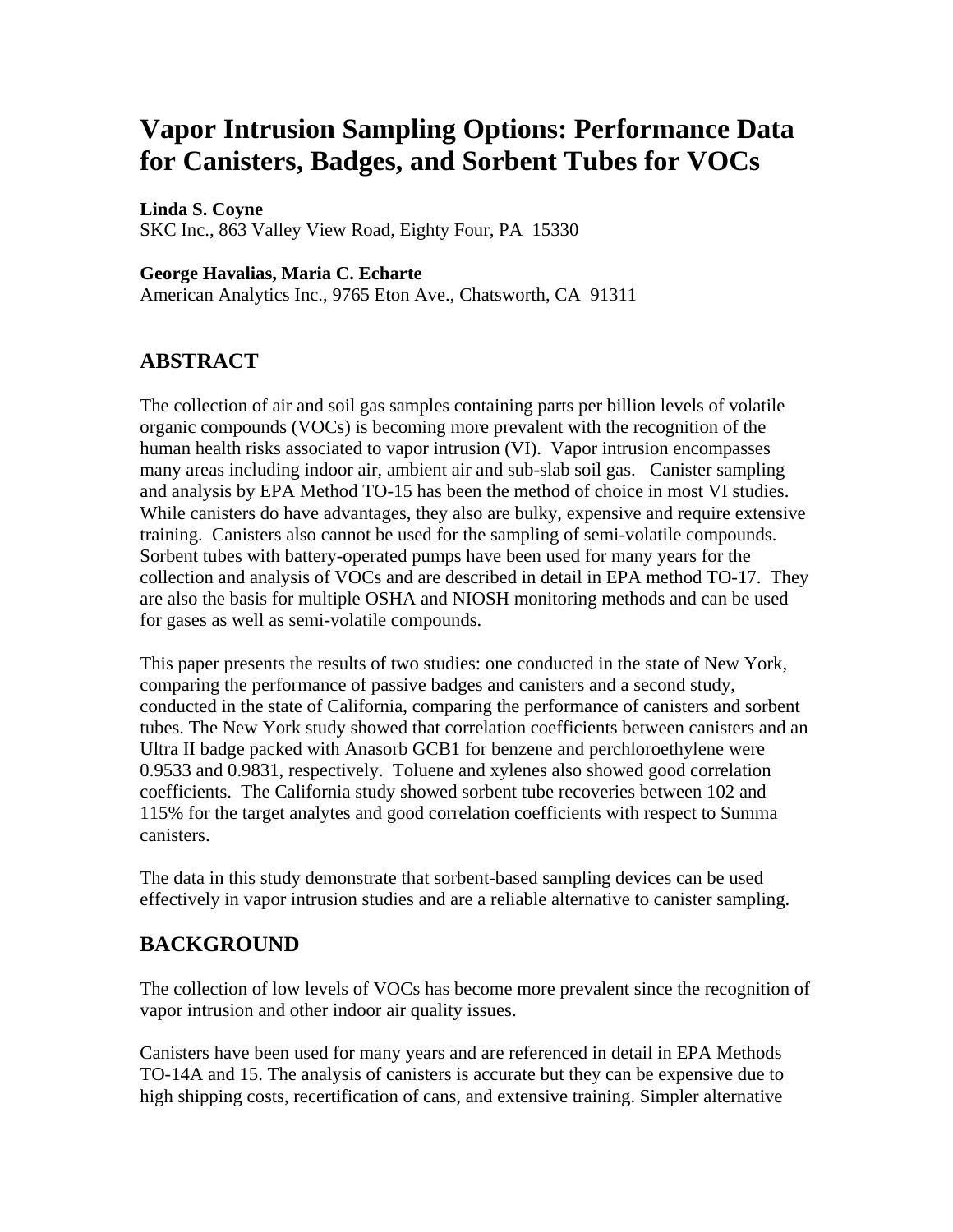# Vapor Intrusion Sampling Options: Performance Data for Canisters, Badges, and Sorbent Tubes for VOCs

**Linda S. Coyne**
SKC Inc., 863 Valley View Road, Eighty Four, PA 15330

**George Havalias, Maria C. Echarte**
American Analytics Inc., 9765 Eton Ave., Chatsworth, CA 91311

## ABSTRACT

The collection of air and soil gas samples containing parts per billion levels of volatile organic compounds (VOCs) is becoming more prevalent with the recognition of the human health risks associated to vapor intrusion (VI). Vapor intrusion encompasses many areas including indoor air, ambient air and sub-slab soil gas. Canister sampling and analysis by EPA Method TO-15 has been the method of choice in most VI studies. While canisters do have advantages, they also are bulky, expensive and require extensive training. Canisters also cannot be used for the sampling of semi-volatile compounds. Sorbent tubes with battery-operated pumps have been used for many years for the collection and analysis of VOCs and are described in detail in EPA method TO-17. They are also the basis for multiple OSHA and NIOSH monitoring methods and can be used for gases as well as semi-volatile compounds.

This paper presents the results of two studies: one conducted in the state of New York, comparing the performance of passive badges and canisters and a second study, conducted in the state of California, comparing the performance of canisters and sorbent tubes. The New York study showed that correlation coefficients between canisters and an Ultra II badge packed with Anasorb GCB1 for benzene and perchloroethylene were 0.9533 and 0.9831, respectively. Toluene and xylenes also showed good correlation coefficients. The California study showed sorbent tube recoveries between 102 and 115% for the target analytes and good correlation coefficients with respect to Summa canisters.

The data in this study demonstrate that sorbent-based sampling devices can be used effectively in vapor intrusion studies and are a reliable alternative to canister sampling.

## BACKGROUND

The collection of low levels of VOCs has become more prevalent since the recognition of vapor intrusion and other indoor air quality issues.

Canisters have been used for many years and are referenced in detail in EPA Methods TO-14A and 15. The analysis of canisters is accurate but they can be expensive due to high shipping costs, recertification of cans, and extensive training. Simpler alternative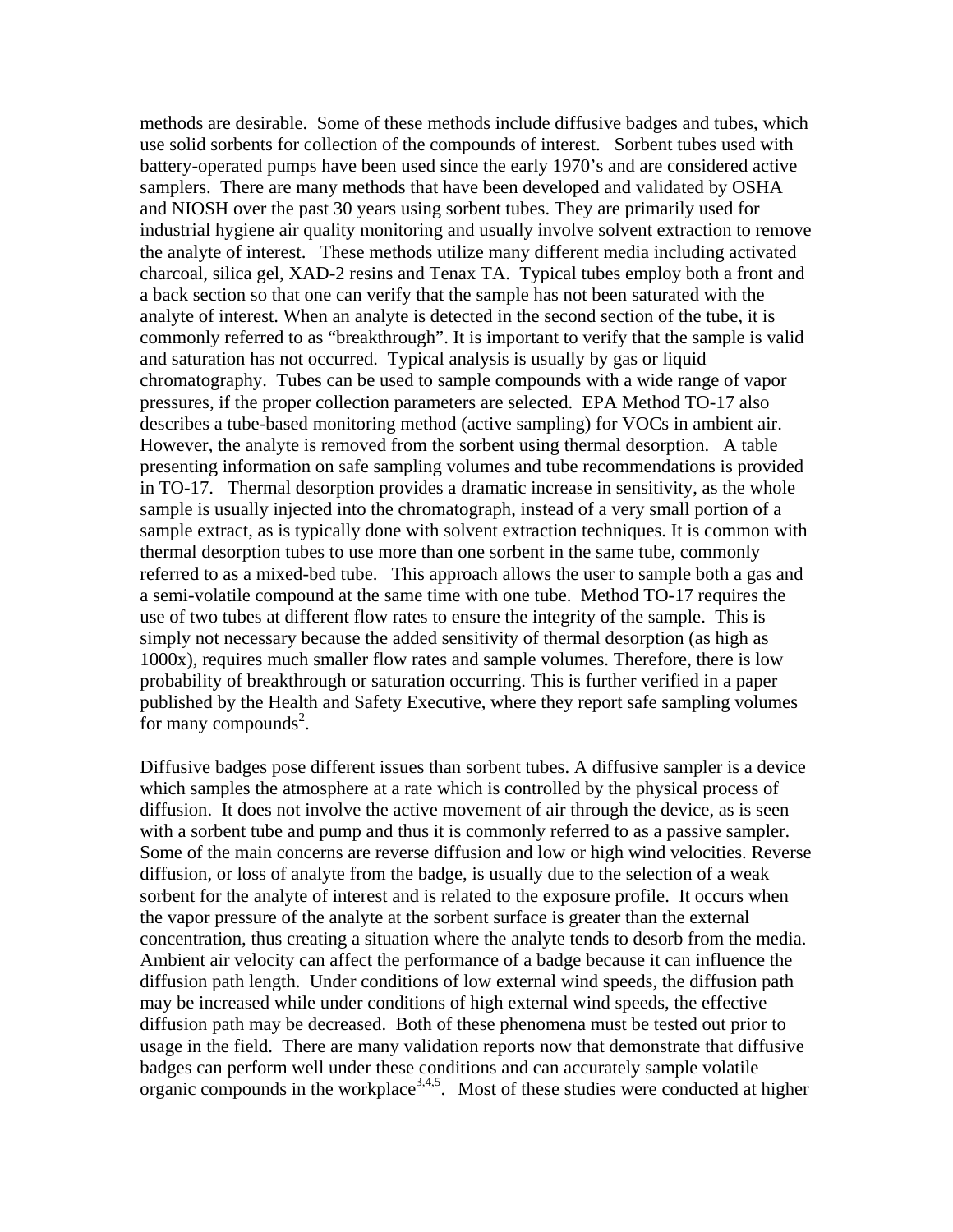methods are desirable. Some of these methods include diffusive badges and tubes, which use solid sorbents for collection of the compounds of interest. Sorbent tubes used with battery-operated pumps have been used since the early 1970's and are considered active samplers. There are many methods that have been developed and validated by OSHA and NIOSH over the past 30 years using sorbent tubes. They are primarily used for industrial hygiene air quality monitoring and usually involve solvent extraction to remove the analyte of interest. These methods utilize many different media including activated charcoal, silica gel, XAD-2 resins and Tenax TA. Typical tubes employ both a front and a back section so that one can verify that the sample has not been saturated with the analyte of interest. When an analyte is detected in the second section of the tube, it is commonly referred to as "breakthrough". It is important to verify that the sample is valid and saturation has not occurred. Typical analysis is usually by gas or liquid chromatography. Tubes can be used to sample compounds with a wide range of vapor pressures, if the proper collection parameters are selected. EPA Method TO-17 also describes a tube-based monitoring method (active sampling) for VOCs in ambient air. However, the analyte is removed from the sorbent using thermal desorption. A table presenting information on safe sampling volumes and tube recommendations is provided in TO-17. Thermal desorption provides a dramatic increase in sensitivity, as the whole sample is usually injected into the chromatograph, instead of a very small portion of a sample extract, as is typically done with solvent extraction techniques. It is common with thermal desorption tubes to use more than one sorbent in the same tube, commonly referred to as a mixed-bed tube. This approach allows the user to sample both a gas and a semi-volatile compound at the same time with one tube. Method TO-17 requires the use of two tubes at different flow rates to ensure the integrity of the sample. This is simply not necessary because the added sensitivity of thermal desorption (as high as 1000x), requires much smaller flow rates and sample volumes. Therefore, there is low probability of breakthrough or saturation occurring. This is further verified in a paper published by the Health and Safety Executive, where they report safe sampling volumes for many compounds[2].

Diffusive badges pose different issues than sorbent tubes. A diffusive sampler is a device which samples the atmosphere at a rate which is controlled by the physical process of diffusion. It does not involve the active movement of air through the device, as is seen with a sorbent tube and pump and thus it is commonly referred to as a passive sampler. Some of the main concerns are reverse diffusion and low or high wind velocities. Reverse diffusion, or loss of analyte from the badge, is usually due to the selection of a weak sorbent for the analyte of interest and is related to the exposure profile. It occurs when the vapor pressure of the analyte at the sorbent surface is greater than the external concentration, thus creating a situation where the analyte tends to desorb from the media. Ambient air velocity can affect the performance of a badge because it can influence the diffusion path length. Under conditions of low external wind speeds, the diffusion path may be increased while under conditions of high external wind speeds, the effective diffusion path may be decreased. Both of these phenomena must be tested out prior to usage in the field. There are many validation reports now that demonstrate that diffusive badges can perform well under these conditions and can accurately sample volatile organic compounds in the workplace[3,4,5]. Most of these studies were conducted at higher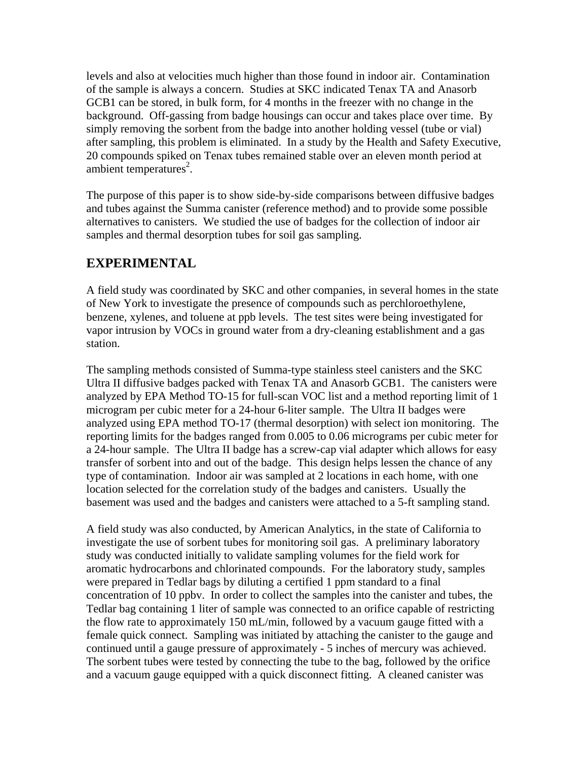levels and also at velocities much higher than those found in indoor air. Contamination of the sample is always a concern. Studies at SKC indicated Tenax TA and Anasorb GCB1 can be stored, in bulk form, for 4 months in the freezer with no change in the background. Off-gassing from badge housings can occur and takes place over time. By simply removing the sorbent from the badge into another holding vessel (tube or vial) after sampling, this problem is eliminated. In a study by the Health and Safety Executive, 20 compounds spiked on Tenax tubes remained stable over an eleven month period at ambient temperatures[2].

The purpose of this paper is to show side-by-side comparisons between diffusive badges and tubes against the Summa canister (reference method) and to provide some possible alternatives to canisters. We studied the use of badges for the collection of indoor air samples and thermal desorption tubes for soil gas sampling.

## EXPERIMENTAL

A field study was coordinated by SKC and other companies, in several homes in the state of New York to investigate the presence of compounds such as perchloroethylene, benzene, xylenes, and toluene at ppb levels. The test sites were being investigated for vapor intrusion by VOCs in ground water from a dry-cleaning establishment and a gas station.

The sampling methods consisted of Summa-type stainless steel canisters and the SKC Ultra II diffusive badges packed with Tenax TA and Anasorb GCB1. The canisters were analyzed by EPA Method TO-15 for full-scan VOC list and a method reporting limit of 1 microgram per cubic meter for a 24-hour 6-liter sample. The Ultra II badges were analyzed using EPA method TO-17 (thermal desorption) with select ion monitoring. The reporting limits for the badges ranged from 0.005 to 0.06 micrograms per cubic meter for a 24-hour sample. The Ultra II badge has a screw-cap vial adapter which allows for easy transfer of sorbent into and out of the badge. This design helps lessen the chance of any type of contamination. Indoor air was sampled at 2 locations in each home, with one location selected for the correlation study of the badges and canisters. Usually the basement was used and the badges and canisters were attached to a 5-ft sampling stand.

A field study was also conducted, by American Analytics, in the state of California to investigate the use of sorbent tubes for monitoring soil gas. A preliminary laboratory study was conducted initially to validate sampling volumes for the field work for aromatic hydrocarbons and chlorinated compounds. For the laboratory study, samples were prepared in Tedlar bags by diluting a certified 1 ppm standard to a final concentration of 10 ppbv. In order to collect the samples into the canister and tubes, the Tedlar bag containing 1 liter of sample was connected to an orifice capable of restricting the flow rate to approximately 150 mL/min, followed by a vacuum gauge fitted with a female quick connect. Sampling was initiated by attaching the canister to the gauge and continued until a gauge pressure of approximately - 5 inches of mercury was achieved. The sorbent tubes were tested by connecting the tube to the bag, followed by the orifice and a vacuum gauge equipped with a quick disconnect fitting. A cleaned canister was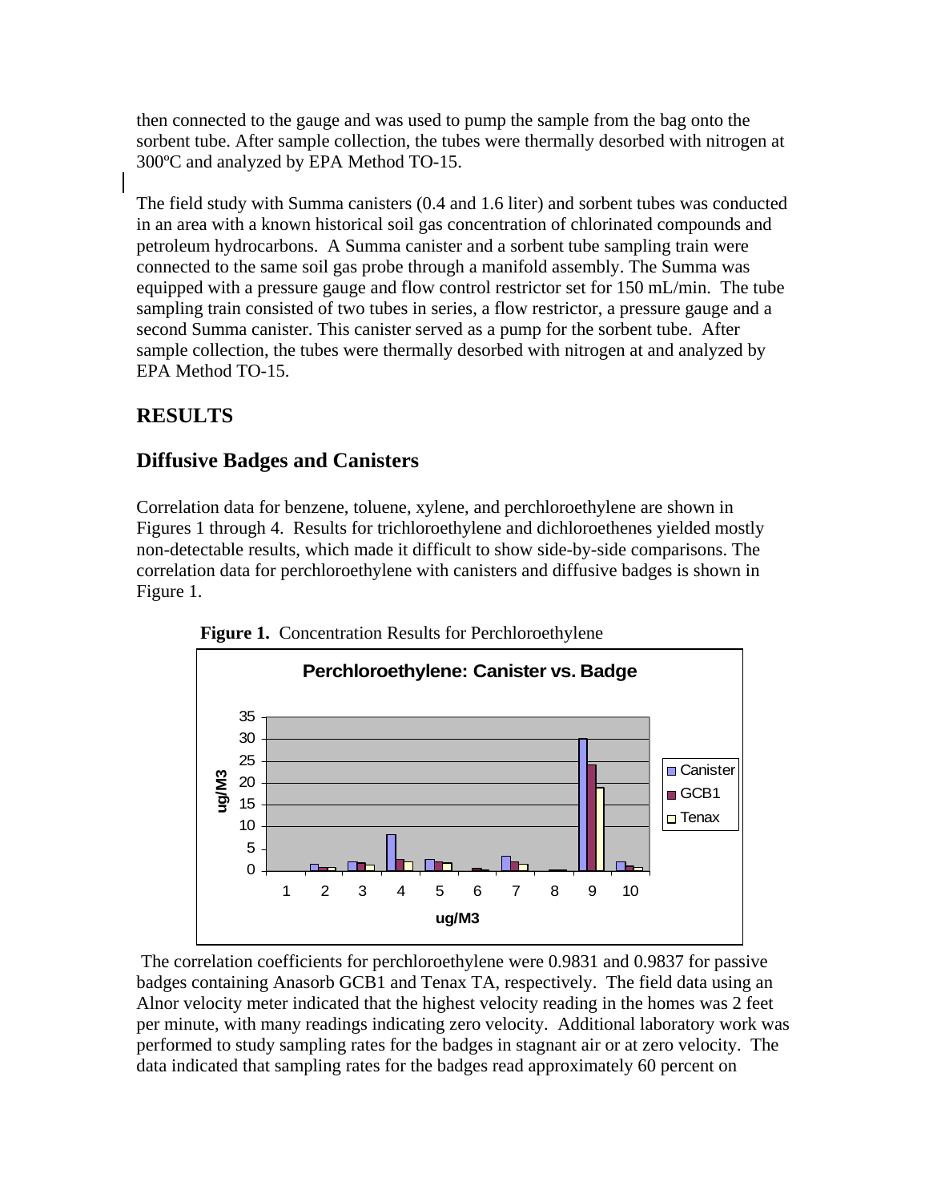then connected to the gauge and was used to pump the sample from the bag onto the sorbent tube. After sample collection, the tubes were thermally desorbed with nitrogen at 300ºC and analyzed by EPA Method TO-15.

The field study with Summa canisters (0.4 and 1.6 liter) and sorbent tubes was conducted in an area with a known historical soil gas concentration of chlorinated compounds and petroleum hydrocarbons. A Summa canister and a sorbent tube sampling train were connected to the same soil gas probe through a manifold assembly. The Summa was equipped with a pressure gauge and flow control restrictor set for 150 mL/min. The tube sampling train consisted of two tubes in series, a flow restrictor, a pressure gauge and a second Summa canister. This canister served as a pump for the sorbent tube. After sample collection, the tubes were thermally desorbed with nitrogen at and analyzed by EPA Method TO-15.

## RESULTS

### Diffusive Badges and Canisters

Correlation data for benzene, toluene, xylene, and perchloroethylene are shown in Figures 1 through 4. Results for trichloroethylene and dichloroethenes yielded mostly non-detectable results, which made it difficult to show side-by-side comparisons. The correlation data for perchloroethylene with canisters and diffusive badges is shown in Figure 1.

**Figure 1.** Concentration Results for Perchloroethylene

The correlation coefficients for perchloroethylene were 0.9831 and 0.9837 for passive badges containing Anasorb GCB1 and Tenax TA, respectively. The field data using an Alnor velocity meter indicated that the highest velocity reading in the homes was 2 feet per minute, with many readings indicating zero velocity. Additional laboratory work was performed to study sampling rates for the badges in stagnant air or at zero velocity. The data indicated that sampling rates for the badges read approximately 60 percent on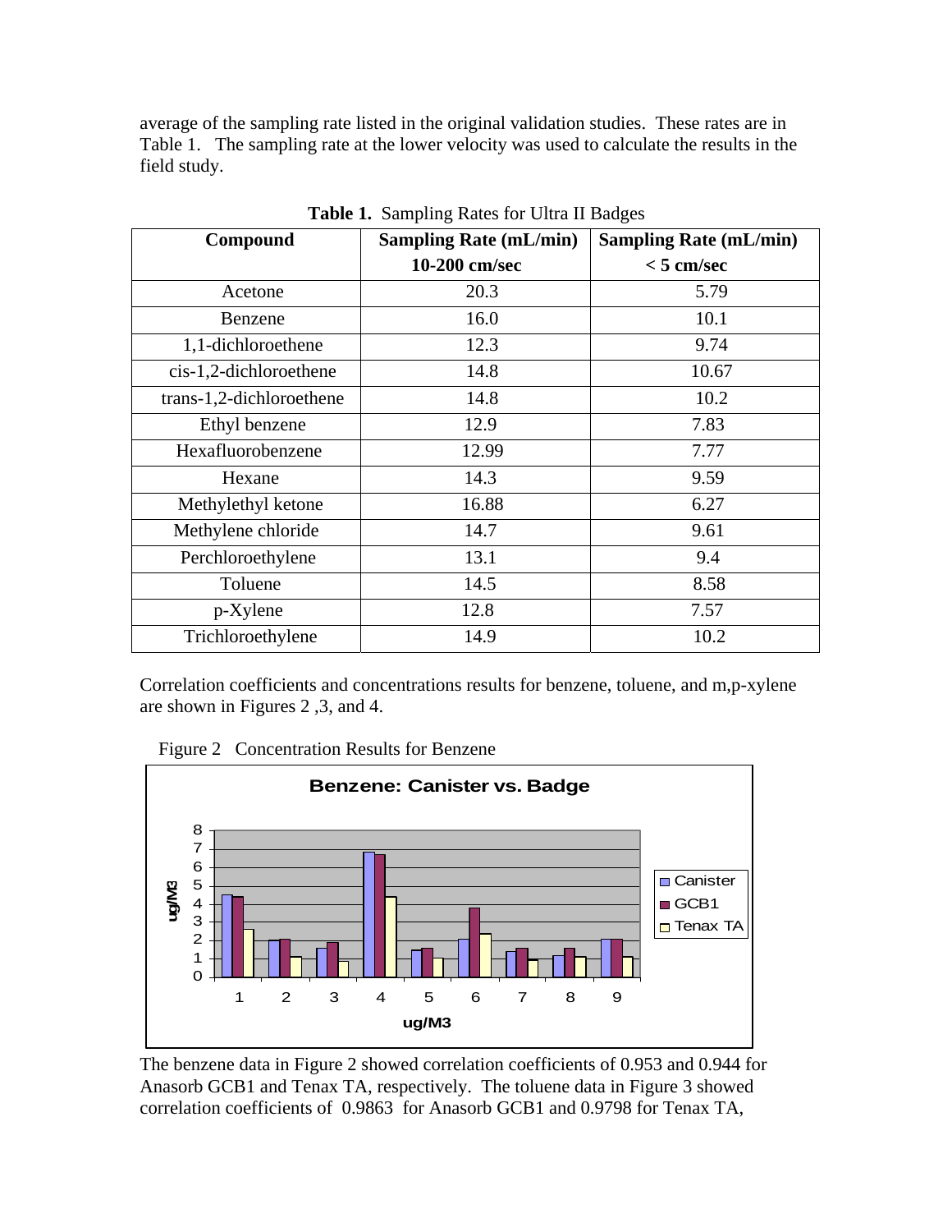average of the sampling rate listed in the original validation studies. These rates are in Table 1. The sampling rate at the lower velocity was used to calculate the results in the field study.

**Table 1.** Sampling Rates for Ultra II Badges

| Compound | Sampling Rate (mL/min) 10-200 cm/sec | Sampling Rate (mL/min) < 5 cm/sec |
|---|---|---|
| Acetone | 20.3 | 5.79 |
| Benzene | 16.0 | 10.1 |
| 1,1-dichloroethene | 12.3 | 9.74 |
| cis-1,2-dichloroethene | 14.8 | 10.67 |
| trans-1,2-dichloroethene | 14.8 | 10.2 |
| Ethyl benzene | 12.9 | 7.83 |
| Hexafluorobenzene | 12.99 | 7.77 |
| Hexane | 14.3 | 9.59 |
| Methylethyl ketone | 16.88 | 6.27 |
| Methylene chloride | 14.7 | 9.61 |
| Perchloroethylene | 13.1 | 9.4 |
| Toluene | 14.5 | 8.58 |
| p-Xylene | 12.8 | 7.57 |
| Trichloroethylene | 14.9 | 10.2 |

Correlation coefficients and concentrations results for benzene, toluene, and m,p-xylene are shown in Figures 2 ,3, and 4.

Figure 2 Concentration Results for Benzene

**Benzene: Canister vs. Badge**

(Bar chart: y-axis ug/M3, 0–8; x-axis ug/M3, samples 1–9; series: Canister, GCB1, Tenax TA)

The benzene data in Figure 2 showed correlation coefficients of 0.953 and 0.944 for Anasorb GCB1 and Tenax TA, respectively. The toluene data in Figure 3 showed correlation coefficients of 0.9863 for Anasorb GCB1 and 0.9798 for Tenax TA,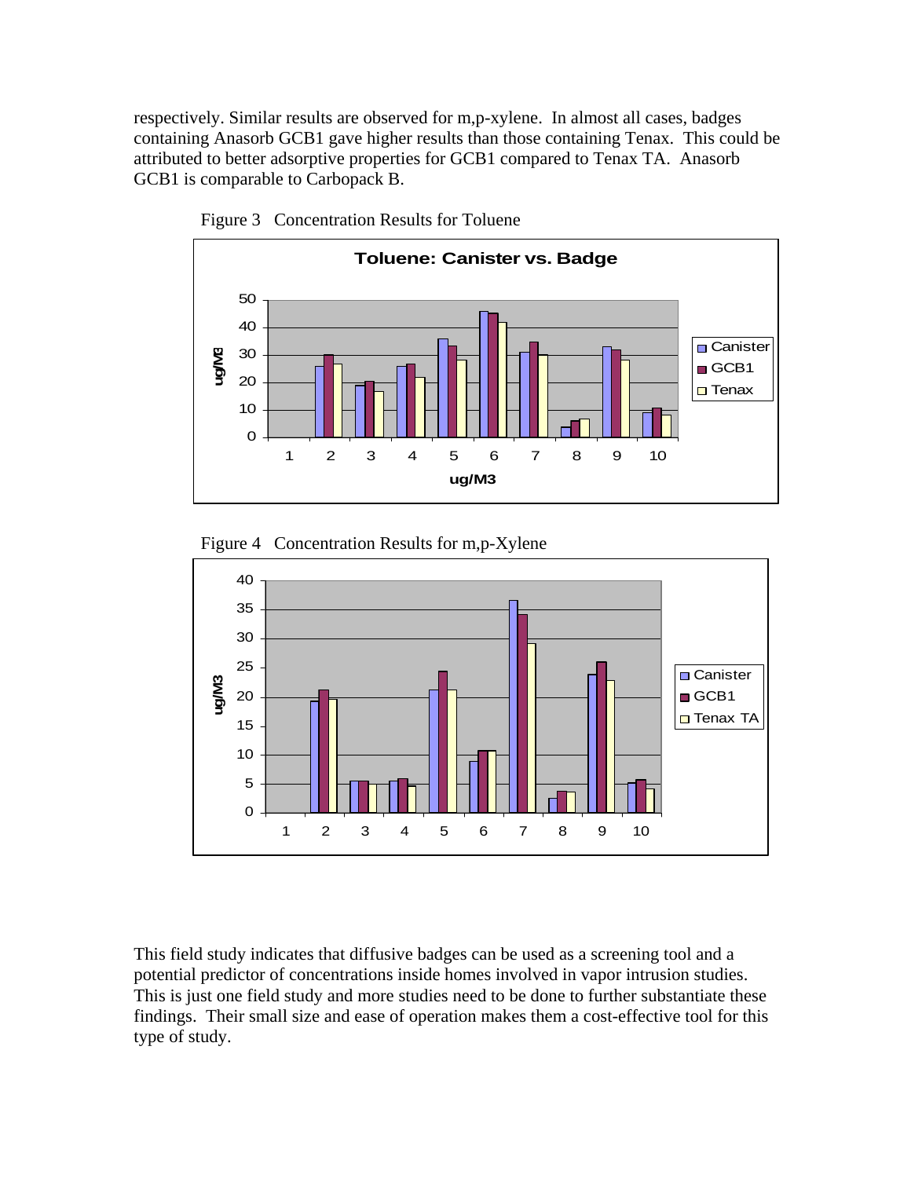respectively. Similar results are observed for m,p-xylene. In almost all cases, badges containing Anasorb GCB1 gave higher results than those containing Tenax. This could be attributed to better adsorptive properties for GCB1 compared to Tenax TA. Anasorb GCB1 is comparable to Carbopack B.

Figure 3 Concentration Results for Toluene

Figure 4 Concentration Results for m,p-Xylene

This field study indicates that diffusive badges can be used as a screening tool and a potential predictor of concentrations inside homes involved in vapor intrusion studies. This is just one field study and more studies need to be done to further substantiate these findings. Their small size and ease of operation makes them a cost-effective tool for this type of study.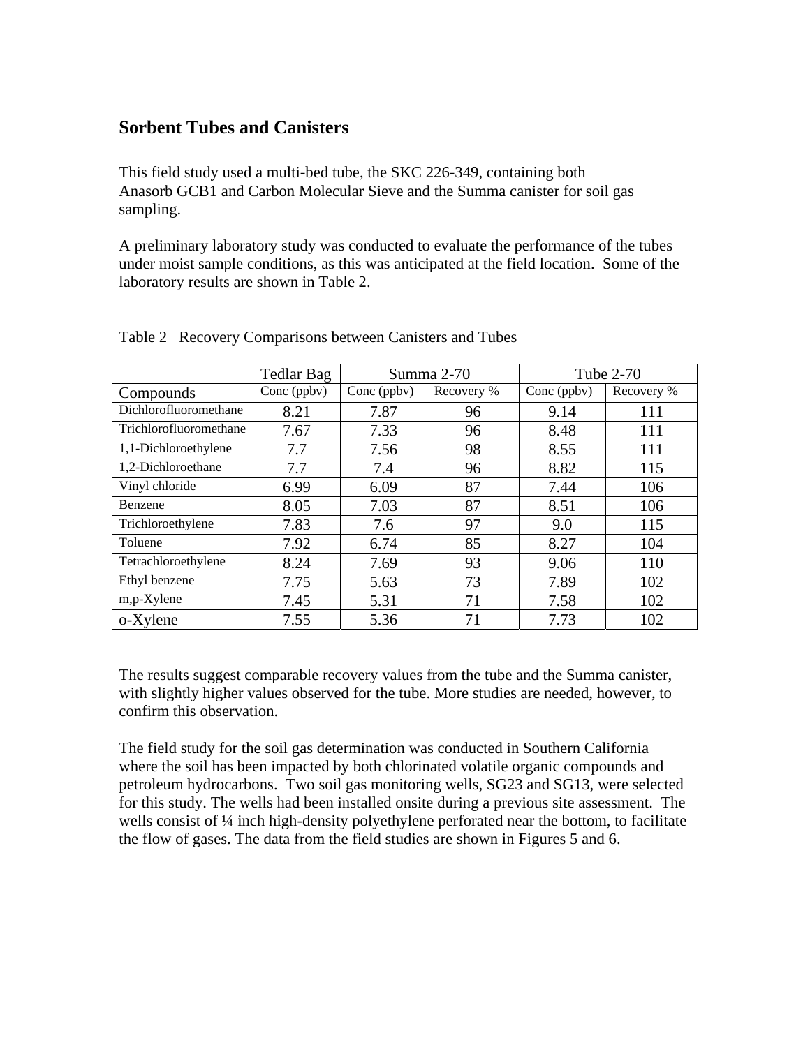## Sorbent Tubes and Canisters

This field study used a multi-bed tube, the SKC 226-349, containing both Anasorb GCB1 and Carbon Molecular Sieve and the Summa canister for soil gas sampling.

A preliminary laboratory study was conducted to evaluate the performance of the tubes under moist sample conditions, as this was anticipated at the field location. Some of the laboratory results are shown in Table 2.

Table 2 Recovery Comparisons between Canisters and Tubes

| | Tedlar Bag | Summa 2-70 | | Tube 2-70 | |
|---|---|---|---|---|---|
| Compounds | Conc (ppbv) | Conc (ppbv) | Recovery % | Conc (ppbv) | Recovery % |
| Dichlorofluoromethane | 8.21 | 7.87 | 96 | 9.14 | 111 |
| Trichlorofluoromethane | 7.67 | 7.33 | 96 | 8.48 | 111 |
| 1,1-Dichloroethylene | 7.7 | 7.56 | 98 | 8.55 | 111 |
| 1,2-Dichloroethane | 7.7 | 7.4 | 96 | 8.82 | 115 |
| Vinyl chloride | 6.99 | 6.09 | 87 | 7.44 | 106 |
| Benzene | 8.05 | 7.03 | 87 | 8.51 | 106 |
| Trichloroethylene | 7.83 | 7.6 | 97 | 9.0 | 115 |
| Toluene | 7.92 | 6.74 | 85 | 8.27 | 104 |
| Tetrachloroethylene | 8.24 | 7.69 | 93 | 9.06 | 110 |
| Ethyl benzene | 7.75 | 5.63 | 73 | 7.89 | 102 |
| m,p-Xylene | 7.45 | 5.31 | 71 | 7.58 | 102 |
| o-Xylene | 7.55 | 5.36 | 71 | 7.73 | 102 |

The results suggest comparable recovery values from the tube and the Summa canister, with slightly higher values observed for the tube. More studies are needed, however, to confirm this observation.

The field study for the soil gas determination was conducted in Southern California where the soil has been impacted by both chlorinated volatile organic compounds and petroleum hydrocarbons. Two soil gas monitoring wells, SG23 and SG13, were selected for this study. The wells had been installed onsite during a previous site assessment. The wells consist of ¼ inch high-density polyethylene perforated near the bottom, to facilitate the flow of gases. The data from the field studies are shown in Figures 5 and 6.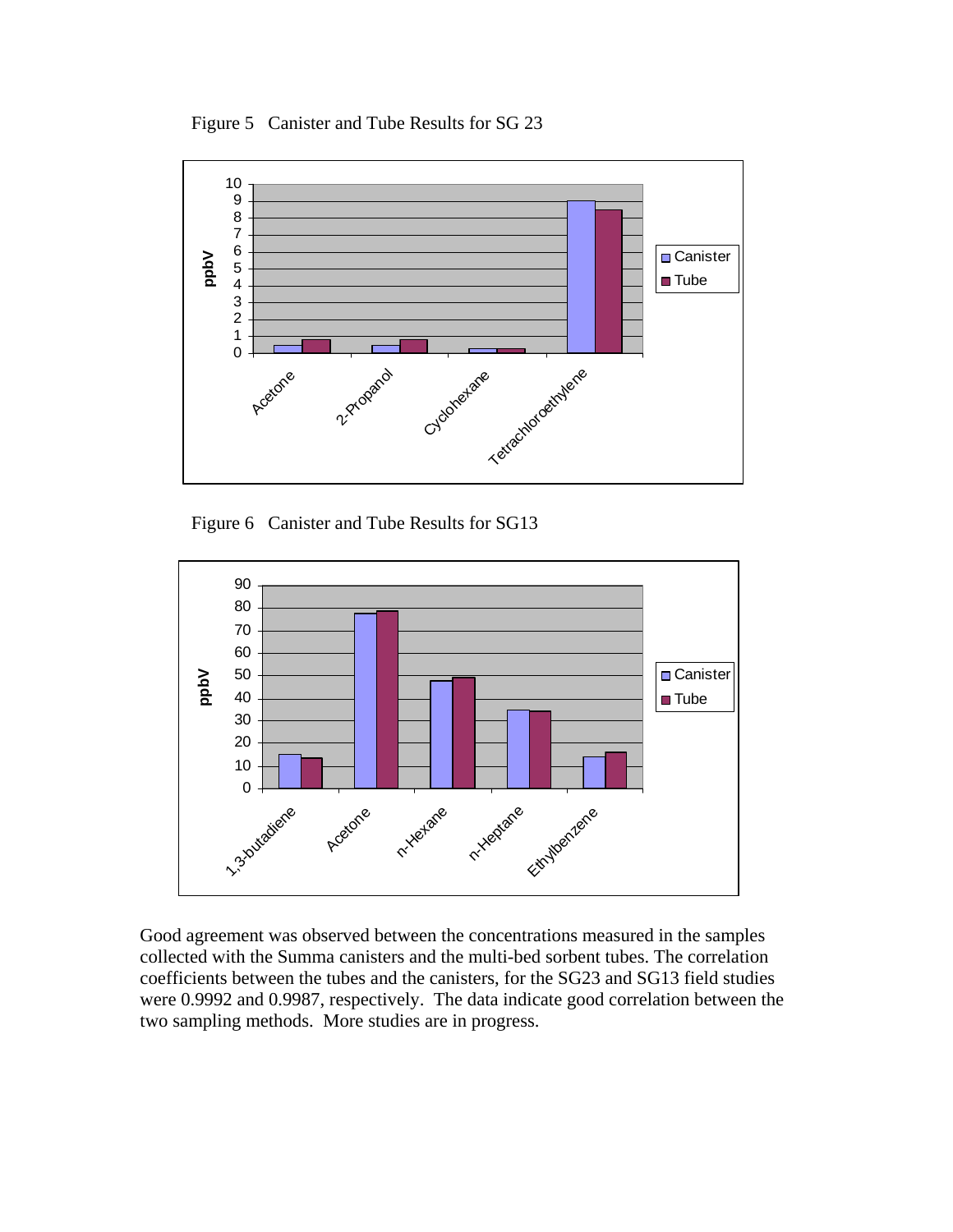Figure 5 Canister and Tube Results for SG 23

Figure 6 Canister and Tube Results for SG13

Good agreement was observed between the concentrations measured in the samples collected with the Summa canisters and the multi-bed sorbent tubes. The correlation coefficients between the tubes and the canisters, for the SG23 and SG13 field studies were 0.9992 and 0.9987, respectively. The data indicate good correlation between the two sampling methods. More studies are in progress.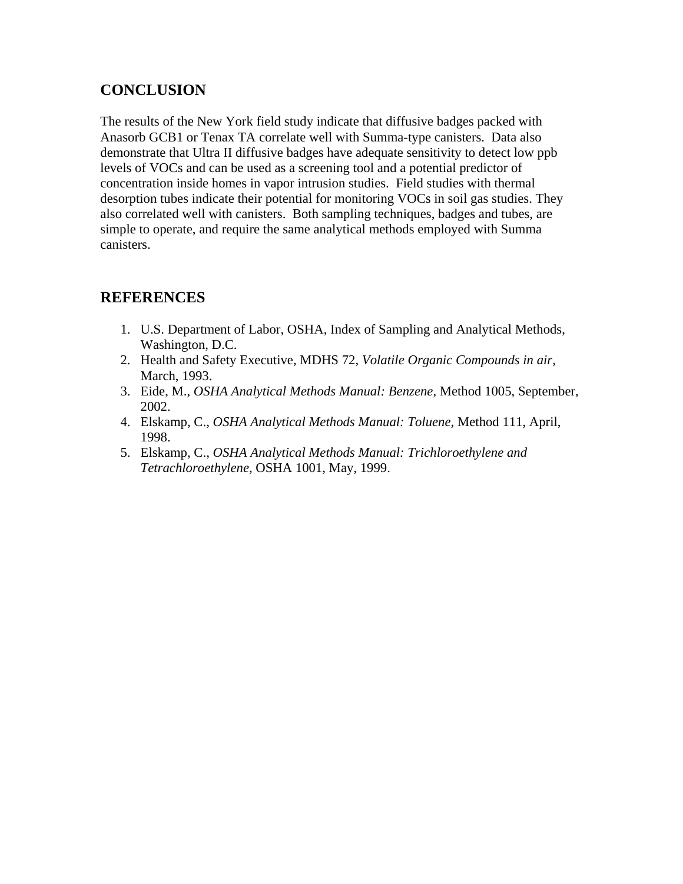## CONCLUSION

The results of the New York field study indicate that diffusive badges packed with Anasorb GCB1 or Tenax TA correlate well with Summa-type canisters. Data also demonstrate that Ultra II diffusive badges have adequate sensitivity to detect low ppb levels of VOCs and can be used as a screening tool and a potential predictor of concentration inside homes in vapor intrusion studies. Field studies with thermal desorption tubes indicate their potential for monitoring VOCs in soil gas studies. They also correlated well with canisters. Both sampling techniques, badges and tubes, are simple to operate, and require the same analytical methods employed with Summa canisters.

## REFERENCES

1. U.S. Department of Labor, OSHA, Index of Sampling and Analytical Methods, Washington, D.C.
2. Health and Safety Executive, MDHS 72, *Volatile Organic Compounds in air,* March, 1993.
3. Eide, M., *OSHA Analytical Methods Manual: Benzene,* Method 1005, September, 2002.
4. Elskamp, C., *OSHA Analytical Methods Manual: Toluene,* Method 111, April, 1998.
5. Elskamp, C., *OSHA Analytical Methods Manual: Trichloroethylene and Tetrachloroethylene,* OSHA 1001, May, 1999.